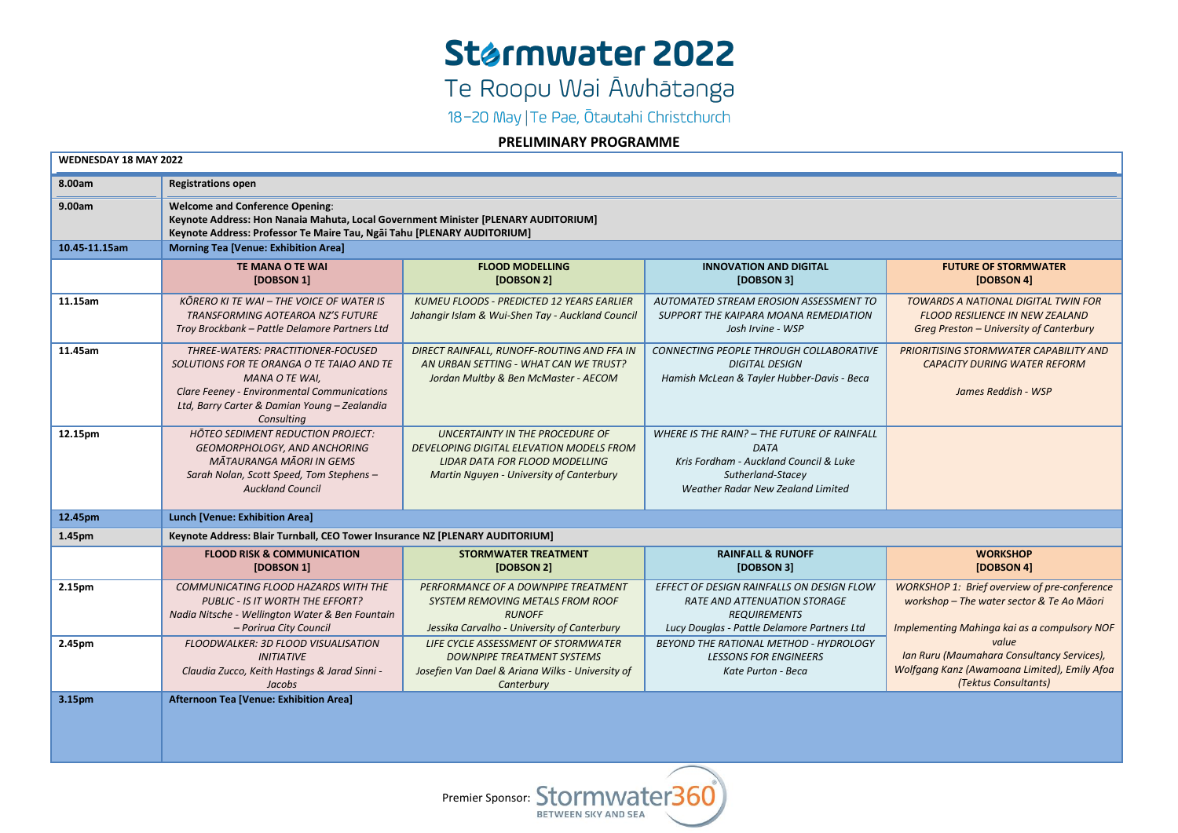# Stormwater 2022

Te Roopu Wai Āwhātanga

18–20 May | Te Pae, Ōtautahi Christchurch

**PRELIMINARY PROGRAMME**

| **WEDNESDAY 18 MAY 2022** | | | | |
|---|---|---|---|---|
| **8.00am** | **Registrations open** | | | |
| **9.00am** | **Welcome and Conference Opening**: **Keynote Address: Hon Nanaia Mahuta, Local Government Minister [PLENARY AUDITORIUM]** **Keynote Address: Professor Te Maire Tau, Ngāi Tahu [PLENARY AUDITORIUM]** | | | |
| **10.45-11.15am** | **Morning Tea [Venue: Exhibition Area]** | | | |
| | **TE MANA O TE WAI [DOBSON 1]** | **FLOOD MODELLING [DOBSON 2]** | **INNOVATION AND DIGITAL [DOBSON 3]** | **FUTURE OF STORMWATER [DOBSON 4]** |
| **11.15am** | *KŌRERO KI TE WAI – THE VOICE OF WATER IS TRANSFORMING AOTEAROA NZ'S FUTURE* *Troy Brockbank – Pattle Delamore Partners Ltd* | *KUMEU FLOODS - PREDICTED 12 YEARS EARLIER* *Jahangir Islam & Wui-Shen Tay - Auckland Council* | *AUTOMATED STREAM EROSION ASSESSMENT TO SUPPORT THE KAIPARA MOANA REMEDIATION* *Josh Irvine - WSP* | *TOWARDS A NATIONAL DIGITAL TWIN FOR FLOOD RESILIENCE IN NEW ZEALAND* *Greg Preston – University of Canterbury* |
| **11.45am** | *THREE-WATERS: PRACTITIONER-FOCUSED SOLUTIONS FOR TE ORANGA O TE TAIAO AND TE MANA O TE WAI,* *Clare Feeney - Environmental Communications Ltd, Barry Carter & Damian Young – Zealandia Consulting* | *DIRECT RAINFALL, RUNOFF-ROUTING AND FFA IN AN URBAN SETTING - WHAT CAN WE TRUST?* *Jordan Multby & Ben McMaster - AECOM* | *CONNECTING PEOPLE THROUGH COLLABORATIVE DIGITAL DESIGN* *Hamish McLean & Tayler Hubber-Davis - Beca* | *PRIORITISING STORMWATER CAPABILITY AND CAPACITY DURING WATER REFORM* *James Reddish - WSP* |
| **12.15pm** | *HŌTEO SEDIMENT REDUCTION PROJECT: GEOMORPHOLOGY, AND ANCHORING MĀTAURANGA MĀORI IN GEMS* *Sarah Nolan, Scott Speed, Tom Stephens – Auckland Council* | *UNCERTAINTY IN THE PROCEDURE OF DEVELOPING DIGITAL ELEVATION MODELS FROM LIDAR DATA FOR FLOOD MODELLING* *Martin Nguyen - University of Canterbury* | *WHERE IS THE RAIN? – THE FUTURE OF RAINFALL DATA* *Kris Fordham - Auckland Council & Luke Sutherland-Stacey* *Weather Radar New Zealand Limited* | |
| **12.45pm** | **Lunch [Venue: Exhibition Area]** | | | |
| **1.45pm** | **Keynote Address: Blair Turnball, CEO Tower Insurance NZ [PLENARY AUDITORIUM]** | | | |
| | **FLOOD RISK & COMMUNICATION [DOBSON 1]** | **STORMWATER TREATMENT [DOBSON 2]** | **RAINFALL & RUNOFF [DOBSON 3]** | **WORKSHOP [DOBSON 4]** |
| **2.15pm** | *COMMUNICATING FLOOD HAZARDS WITH THE PUBLIC - IS IT WORTH THE EFFORT?* *Nadia Nitsche - Wellington Water & Ben Fountain – Porirua City Council* | *PERFORMANCE OF A DOWNPIPE TREATMENT SYSTEM REMOVING METALS FROM ROOF RUNOFF* *Jessika Carvalho - University of Canterbury* | *EFFECT OF DESIGN RAINFALLS ON DESIGN FLOW RATE AND ATTENUATION STORAGE REQUIREMENTS* *Lucy Douglas - Pattle Delamore Partners Ltd* | *WORKSHOP 1: Brief overview of pre-conference workshop – The water sector & Te Ao Māori* *Implementing Mahinga kai as a compulsory NOF value* *Ian Ruru (Maumahara Consultancy Services), Wolfgang Kanz (Awamoana Limited), Emily Afoa (Tektus Consultants)* |
| **2.45pm** | *FLOODWALKER: 3D FLOOD VISUALISATION INITIATIVE* *Claudia Zucco, Keith Hastings & Jarad Sinni - Jacobs* | *LIFE CYCLE ASSESSMENT OF STORMWATER DOWNPIPE TREATMENT SYSTEMS* *Josefien Van Dael & Ariana Wilks - University of Canterbury* | *BEYOND THE RATIONAL METHOD - HYDROLOGY LESSONS FOR ENGINEERS* *Kate Purton - Beca* | |
| **3.15pm** | **Afternoon Tea [Venue: Exhibition Area]** | | | |

Premier Sponsor: Stormwater360 BETWEEN SKY AND SEA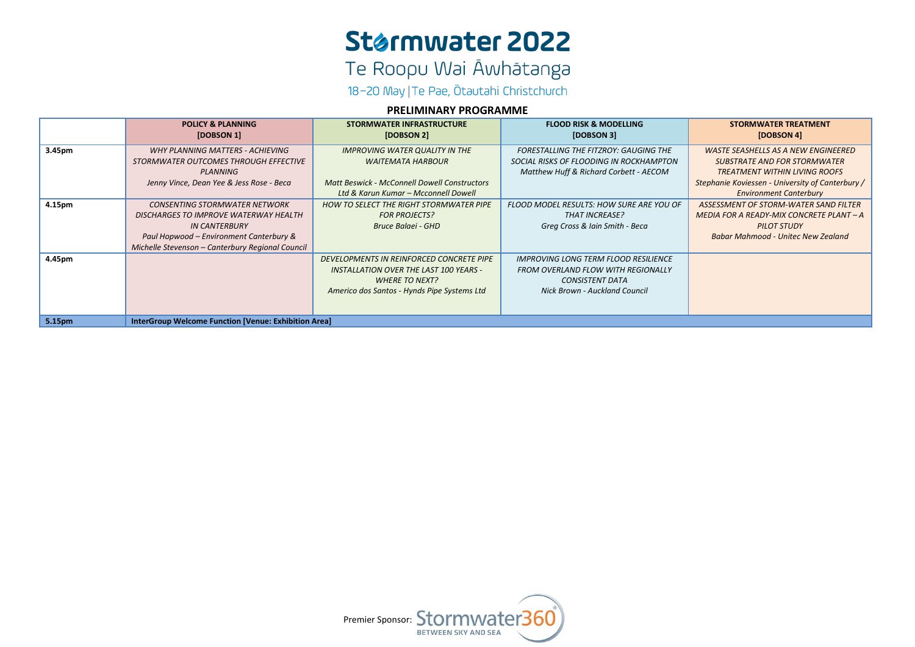# Stormwater 2022

Te Roopu Wai Āwhātanga

18–20 May | Te Pae, Ōtautahi Christchurch

**PRELIMINARY PROGRAMME**

| | **POLICY & PLANNING [DOBSON 1]** | **STORMWATER INFRASTRUCTURE [DOBSON 2]** | **FLOOD RISK & MODELLING [DOBSON 3]** | **STORMWATER TREATMENT [DOBSON 4]** |
|---|---|---|---|---|
| **3.45pm** | *WHY PLANNING MATTERS - ACHIEVING STORMWATER OUTCOMES THROUGH EFFECTIVE PLANNING* *Jenny Vince, Dean Yee & Jess Rose - Beca* | *IMPROVING WATER QUALITY IN THE WAITEMATA HARBOUR* *Matt Beswick - McConnell Dowell Constructors Ltd & Karun Kumar – Mcconnell Dowell* | *FORESTALLING THE FITZROY: GAUGING THE SOCIAL RISKS OF FLOODING IN ROCKHAMPTON* *Matthew Huff & Richard Corbett - AECOM* | *WASTE SEASHELLS AS A NEW ENGINEERED SUBSTRATE AND FOR STORMWATER TREATMENT WITHIN LIVING ROOFS* *Stephanie Koviessen - University of Canterbury / Environment Canterbury* |
| **4.15pm** | *CONSENTING STORMWATER NETWORK DISCHARGES TO IMPROVE WATERWAY HEALTH IN CANTERBURY* *Paul Hopwood – Environment Canterbury & Michelle Stevenson – Canterbury Regional Council* | *HOW TO SELECT THE RIGHT STORMWATER PIPE FOR PROJECTS?* *Bruce Balaei - GHD* | *FLOOD MODEL RESULTS: HOW SURE ARE YOU OF THAT INCREASE?* *Greg Cross & Iain Smith - Beca* | *ASSESSMENT OF STORM-WATER SAND FILTER MEDIA FOR A READY-MIX CONCRETE PLANT – A PILOT STUDY* *Babar Mahmood - Unitec New Zealand* |
| **4.45pm** | | *DEVELOPMENTS IN REINFORCED CONCRETE PIPE INSTALLATION OVER THE LAST 100 YEARS - WHERE TO NEXT?* *Americo dos Santos - Hynds Pipe Systems Ltd* | *IMPROVING LONG TERM FLOOD RESILIENCE FROM OVERLAND FLOW WITH REGIONALLY CONSISTENT DATA* *Nick Brown - Auckland Council* | |
| **5.15pm** | **InterGroup Welcome Function [Venue: Exhibition Area]** | | | |

Premier Sponsor: Stormwater360® BETWEEN SKY AND SEA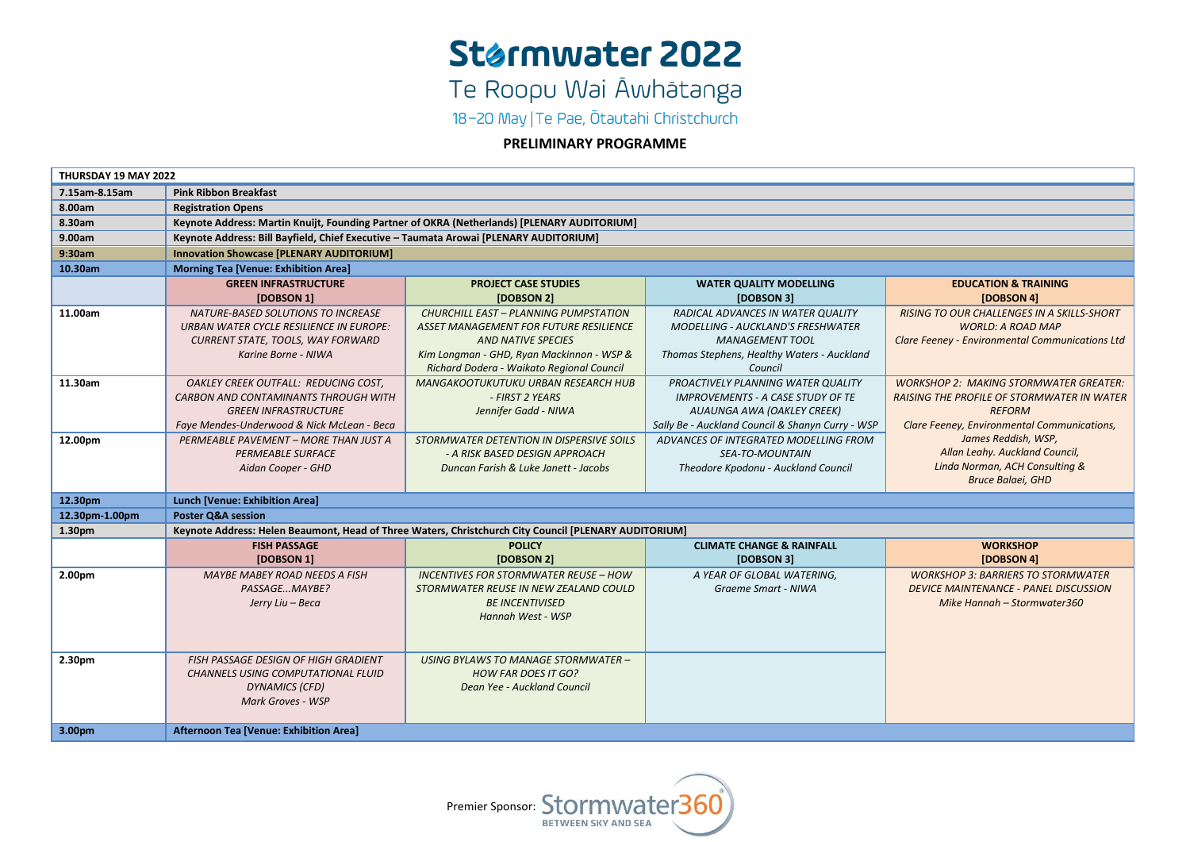# Stormwater 2022

Te Roopu Wai Āwhātanga

18–20 May | Te Pae, Ōtautahi Christchurch

**PRELIMINARY PROGRAMME**

| **THURSDAY 19 MAY 2022** | | | | |
|---|---|---|---|---|
| **7.15am-8.15am** | **Pink Ribbon Breakfast** | | | |
| **8.00am** | **Registration Opens** | | | |
| **8.30am** | **Keynote Address: Martin Knuijt, Founding Partner of OKRA (Netherlands) [PLENARY AUDITORIUM]** | | | |
| **9.00am** | **Keynote Address: Bill Bayfield, Chief Executive – Taumata Arowai [PLENARY AUDITORIUM]** | | | |
| **9:30am** | **Innovation Showcase [PLENARY AUDITORIUM]** | | | |
| **10.30am** | **Morning Tea [Venue: Exhibition Area]** | | | |
| | **GREEN INFRASTRUCTURE [DOBSON 1]** | **PROJECT CASE STUDIES [DOBSON 2]** | **WATER QUALITY MODELLING [DOBSON 3]** | **EDUCATION & TRAINING [DOBSON 4]** |
| **11.00am** | *NATURE-BASED SOLUTIONS TO INCREASE URBAN WATER CYCLE RESILIENCE IN EUROPE: CURRENT STATE, TOOLS, WAY FORWARD*<br>*Karine Borne - NIWA* | *CHURCHILL EAST – PLANNING PUMPSTATION ASSET MANAGEMENT FOR FUTURE RESILIENCE AND NATIVE SPECIES*<br>*Kim Longman - GHD, Ryan Mackinnon - WSP & Richard Dodera - Waikato Regional Council* | *RADICAL ADVANCES IN WATER QUALITY MODELLING - AUCKLAND'S FRESHWATER MANAGEMENT TOOL*<br>*Thomas Stephens, Healthy Waters - Auckland Council* | *RISING TO OUR CHALLENGES IN A SKILLS-SHORT WORLD: A ROAD MAP*<br>*Clare Feeney - Environmental Communications Ltd* |
| **11.30am** | *OAKLEY CREEK OUTFALL: REDUCING COST, CARBON AND CONTAMINANTS THROUGH WITH GREEN INFRASTRUCTURE*<br>*Faye Mendes-Underwood & Nick McLean - Beca* | *MANGAKOOTUKUTUKU URBAN RESEARCH HUB - FIRST 2 YEARS*<br>*Jennifer Gadd - NIWA* | *PROACTIVELY PLANNING WATER QUALITY IMPROVEMENTS - A CASE STUDY OF TE AUAUNGA AWA (OAKLEY CREEK)*<br>*Sally Be - Auckland Council & Shanyn Curry - WSP* | *WORKSHOP 2: MAKING STORMWATER GREATER: RAISING THE PROFILE OF STORMWATER IN WATER REFORM*<br>*Clare Feeney, Environmental Communications, James Reddish, WSP, Allan Leahy. Auckland Council, Linda Norman, ACH Consulting & Bruce Balaei, GHD* |
| **12.00pm** | *PERMEABLE PAVEMENT – MORE THAN JUST A PERMEABLE SURFACE*<br>*Aidan Cooper - GHD* | *STORMWATER DETENTION IN DISPERSIVE SOILS - A RISK BASED DESIGN APPROACH*<br>*Duncan Farish & Luke Janett - Jacobs* | *ADVANCES OF INTEGRATED MODELLING FROM SEA-TO-MOUNTAIN*<br>*Theodore Kpodonu - Auckland Council* | |
| **12.30pm** | **Lunch [Venue: Exhibition Area]** | | | |
| **12.30pm-1.00pm** | **Poster Q&A session** | | | |
| **1.30pm** | **Keynote Address: Helen Beaumont, Head of Three Waters, Christchurch City Council [PLENARY AUDITORIUM]** | | | |
| | **FISH PASSAGE [DOBSON 1]** | **POLICY [DOBSON 2]** | **CLIMATE CHANGE & RAINFALL [DOBSON 3]** | **WORKSHOP [DOBSON 4]** |
| **2.00pm** | *MAYBE MABEY ROAD NEEDS A FISH PASSAGE...MAYBE?*<br>*Jerry Liu – Beca* | *INCENTIVES FOR STORMWATER REUSE – HOW STORMWATER REUSE IN NEW ZEALAND COULD BE INCENTIVISED*<br>*Hannah West - WSP* | *A YEAR OF GLOBAL WATERING,*<br>*Graeme Smart - NIWA* | *WORKSHOP 3: BARRIERS TO STORMWATER DEVICE MAINTENANCE - PANEL DISCUSSION*<br>*Mike Hannah – Stormwater360* |
| **2.30pm** | *FISH PASSAGE DESIGN OF HIGH GRADIENT CHANNELS USING COMPUTATIONAL FLUID DYNAMICS (CFD)*<br>*Mark Groves - WSP* | *USING BYLAWS TO MANAGE STORMWATER – HOW FAR DOES IT GO?*<br>*Dean Yee - Auckland Council* | | |
| **3.00pm** | **Afternoon Tea [Venue: Exhibition Area]** | | | |

Premier Sponsor: Stormwater360 – BETWEEN SKY AND SEA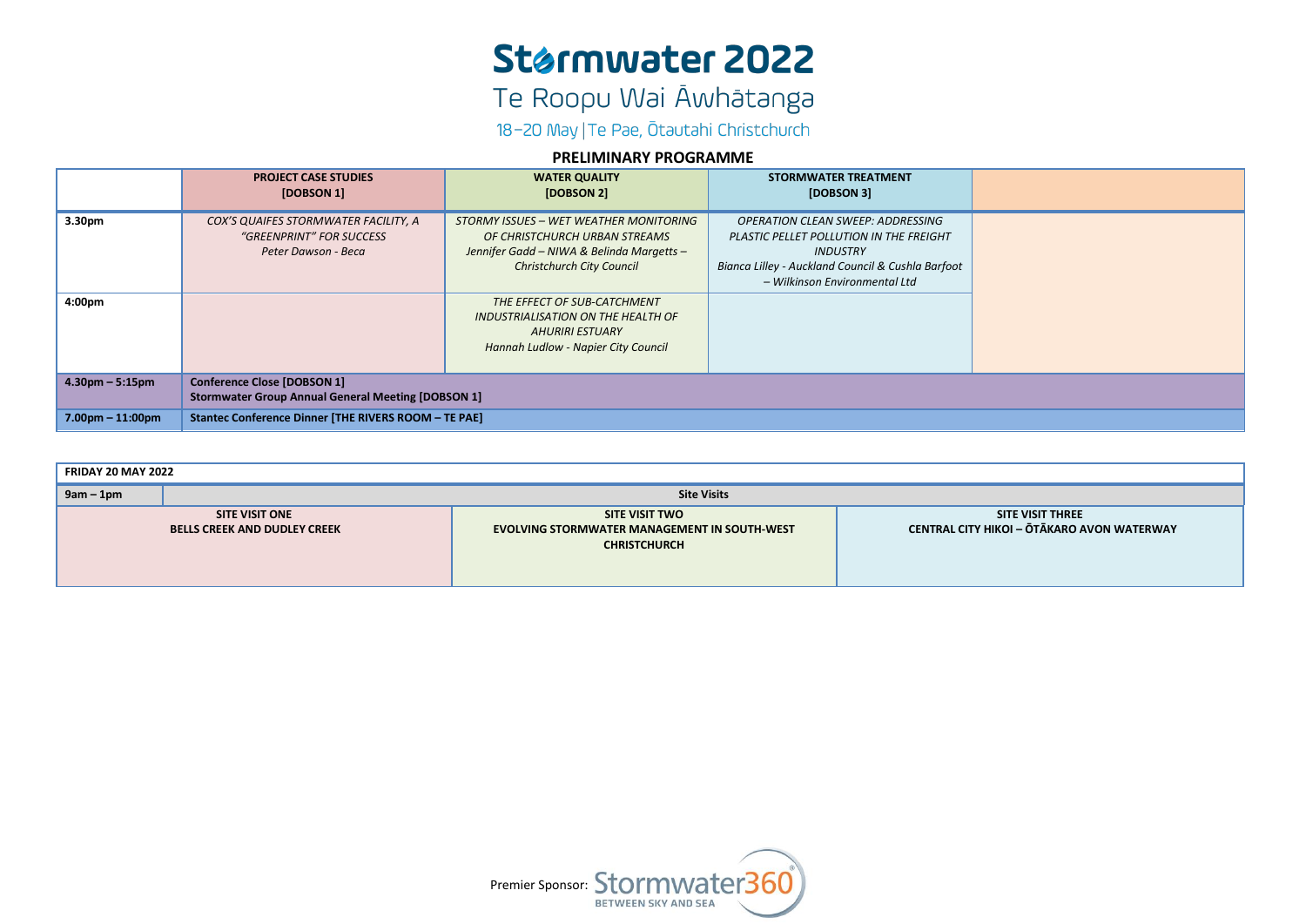# Stormwater 2022

Te Roopu Wai Āwhātanga

18–20 May | Te Pae, Ōtautahi Christchurch

## PRELIMINARY PROGRAMME

| | PROJECT CASE STUDIES [DOBSON 1] | WATER QUALITY [DOBSON 2] | STORMWATER TREATMENT [DOBSON 3] | |
|---|---|---|---|---|
| **3.30pm** | *COX'S QUAIFES STORMWATER FACILITY, A "GREENPRINT" FOR SUCCESS*<br>*Peter Dawson - Beca* | *STORMY ISSUES – WET WEATHER MONITORING OF CHRISTCHURCH URBAN STREAMS*<br>*Jennifer Gadd – NIWA & Belinda Margetts – Christchurch City Council* | *OPERATION CLEAN SWEEP: ADDRESSING PLASTIC PELLET POLLUTION IN THE FREIGHT INDUSTRY*<br>*Bianca Lilley - Auckland Council & Cushla Barfoot – Wilkinson Environmental Ltd* | |
| **4:00pm** | | *THE EFFECT OF SUB-CATCHMENT INDUSTRIALISATION ON THE HEALTH OF AHURIRI ESTUARY*<br>*Hannah Ludlow - Napier City Council* | | |
| **4.30pm – 5:15pm** | **Conference Close [DOBSON 1]**<br>**Stormwater Group Annual General Meeting [DOBSON 1]** | | | |
| **7.00pm – 11:00pm** | **Stantec Conference Dinner [THE RIVERS ROOM – TE PAE]** | | | |

| **FRIDAY 20 MAY 2022** | | |
|---|---|---|
| **9am – 1pm** | **Site Visits** | |
| **SITE VISIT ONE**<br>**BELLS CREEK AND DUDLEY CREEK** | **SITE VISIT TWO**<br>**EVOLVING STORMWATER MANAGEMENT IN SOUTH-WEST CHRISTCHURCH** | **SITE VISIT THREE**<br>**CENTRAL CITY HIKOI – ŌTĀKARO AVON WATERWAY** |

Premier Sponsor: Stormwater360 BETWEEN SKY AND SEA